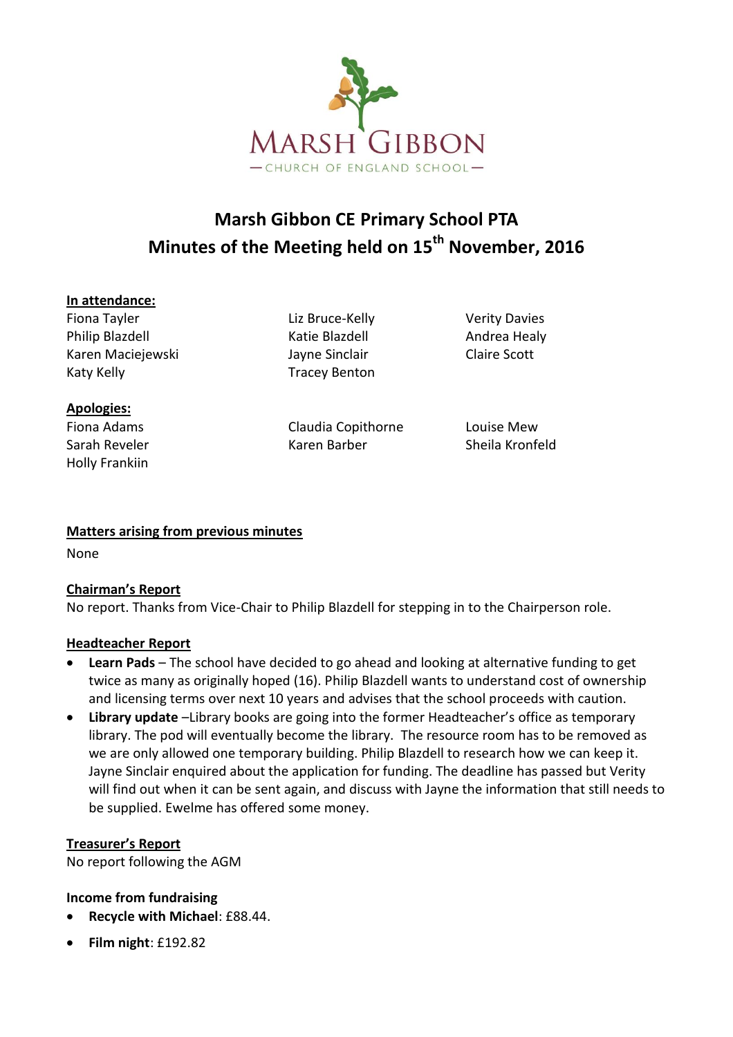MARSH GIBBON

— CHURCH OF ENGLAND SCHOOL —

# Marsh Gibbon CE Primary School PTA
# Minutes of the Meeting held on 15th November, 2016

**In attendance:**

Fiona Tayler
Philip Blazdell
Karen Maciejewski
Katy Kelly
Liz Bruce-Kelly
Katie Blazdell
Jayne Sinclair
Tracey Benton
Verity Davies
Andrea Healy
Claire Scott

**Apologies:**

Fiona Adams
Sarah Reveler
Holly Frankiin
Claudia Copithorne
Karen Barber
Louise Mew
Sheila Kronfeld

**Matters arising from previous minutes**

None

**Chairman's Report**

No report. Thanks from Vice-Chair to Philip Blazdell for stepping in to the Chairperson role.

**Headteacher Report**

- **Learn Pads** – The school have decided to go ahead and looking at alternative funding to get twice as many as originally hoped (16). Philip Blazdell wants to understand cost of ownership and licensing terms over next 10 years and advises that the school proceeds with caution.
- **Library update** –Library books are going into the former Headteacher's office as temporary library. The pod will eventually become the library. The resource room has to be removed as we are only allowed one temporary building. Philip Blazdell to research how we can keep it. Jayne Sinclair enquired about the application for funding. The deadline has passed but Verity will find out when it can be sent again, and discuss with Jayne the information that still needs to be supplied. Ewelme has offered some money.

**Treasurer's Report**

No report following the AGM

**Income from fundraising**

- **Recycle with Michael**: £88.44.
- **Film night**: £192.82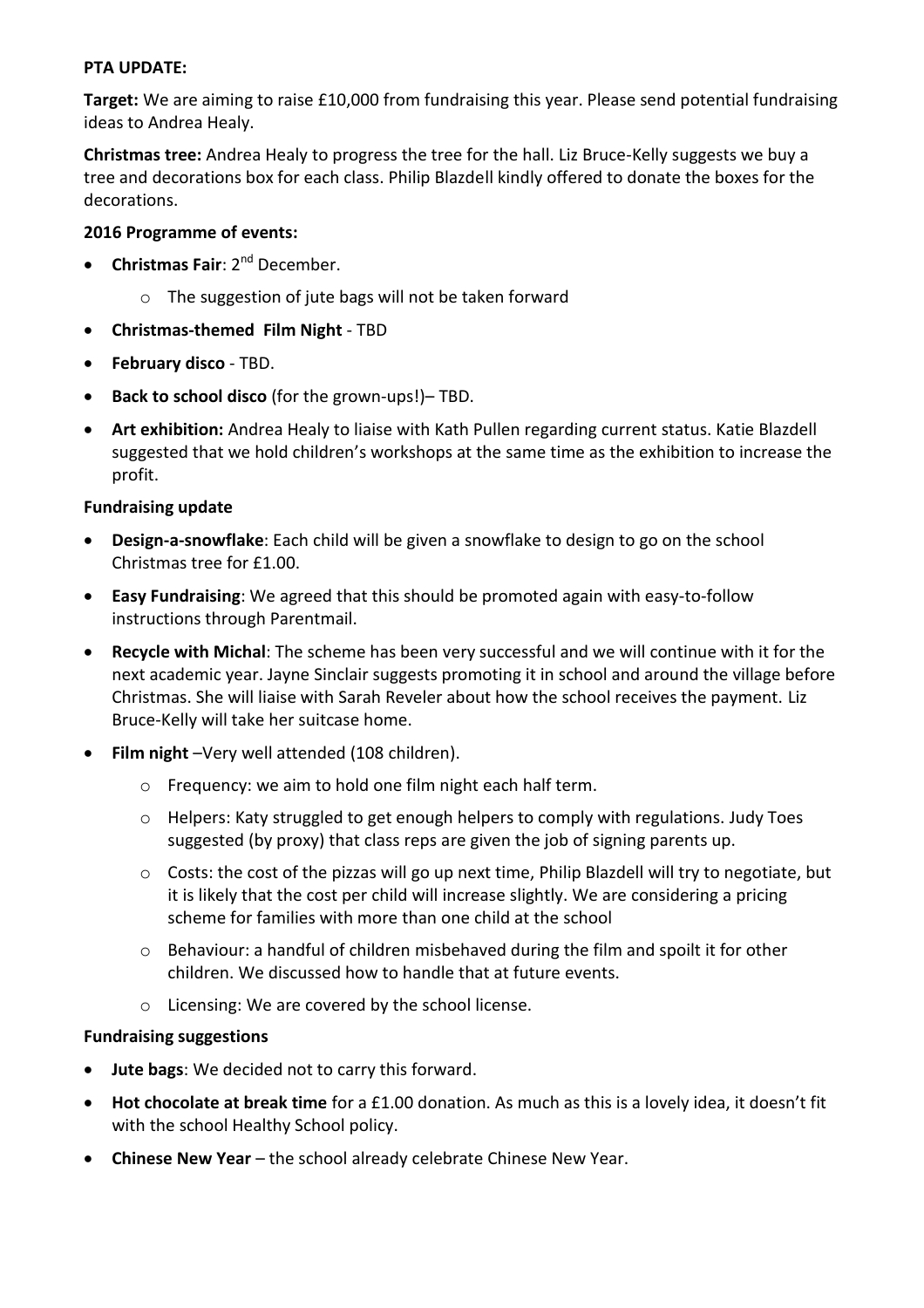**PTA UPDATE:**

**Target:** We are aiming to raise £10,000 from fundraising this year. Please send potential fundraising ideas to Andrea Healy.

**Christmas tree:** Andrea Healy to progress the tree for the hall. Liz Bruce-Kelly suggests we buy a tree and decorations box for each class. Philip Blazdell kindly offered to donate the boxes for the decorations.

**2016 Programme of events:**

- **Christmas Fair**: 2nd December.
    - The suggestion of jute bags will not be taken forward
- **Christmas-themed Film Night** - TBD
- **February disco** - TBD.
- **Back to school disco** (for the grown-ups!)– TBD.
- **Art exhibition:** Andrea Healy to liaise with Kath Pullen regarding current status. Katie Blazdell suggested that we hold children's workshops at the same time as the exhibition to increase the profit.

**Fundraising update**

- **Design-a-snowflake**: Each child will be given a snowflake to design to go on the school Christmas tree for £1.00.
- **Easy Fundraising**: We agreed that this should be promoted again with easy-to-follow instructions through Parentmail.
- **Recycle with Michal**: The scheme has been very successful and we will continue with it for the next academic year. Jayne Sinclair suggests promoting it in school and around the village before Christmas. She will liaise with Sarah Reveler about how the school receives the payment. Liz Bruce-Kelly will take her suitcase home.
- **Film night** –Very well attended (108 children).
    - Frequency: we aim to hold one film night each half term.
    - Helpers: Katy struggled to get enough helpers to comply with regulations. Judy Toes suggested (by proxy) that class reps are given the job of signing parents up.
    - Costs: the cost of the pizzas will go up next time, Philip Blazdell will try to negotiate, but it is likely that the cost per child will increase slightly. We are considering a pricing scheme for families with more than one child at the school
    - Behaviour: a handful of children misbehaved during the film and spoilt it for other children. We discussed how to handle that at future events.
    - Licensing: We are covered by the school license.

**Fundraising suggestions**

- **Jute bags**: We decided not to carry this forward.
- **Hot chocolate at break time** for a £1.00 donation. As much as this is a lovely idea, it doesn't fit with the school Healthy School policy.
- **Chinese New Year** – the school already celebrate Chinese New Year.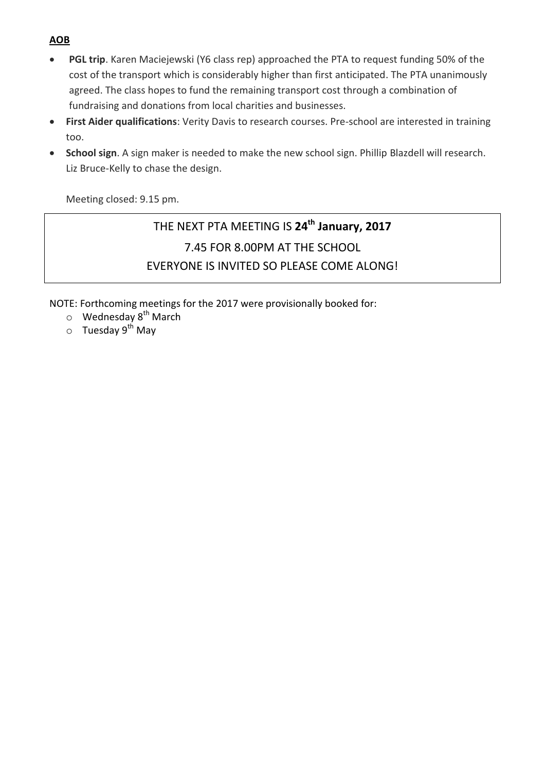**AOB**

- **PGL trip**. Karen Maciejewski (Y6 class rep) approached the PTA to request funding 50% of the cost of the transport which is considerably higher than first anticipated. The PTA unanimously agreed. The class hopes to fund the remaining transport cost through a combination of fundraising and donations from local charities and businesses.
- **First Aider qualifications**: Verity Davis to research courses. Pre-school are interested in training too.
- **School sign**. A sign maker is needed to make the new school sign. Phillip Blazdell will research. Liz Bruce-Kelly to chase the design.

Meeting closed: 9.15 pm.

THE NEXT PTA MEETING IS **24th January, 2017**

7.45 FOR 8.00PM AT THE SCHOOL

EVERYONE IS INVITED SO PLEASE COME ALONG!

NOTE: Forthcoming meetings for the 2017 were provisionally booked for:

- Wednesday 8th March
- Tuesday 9th May